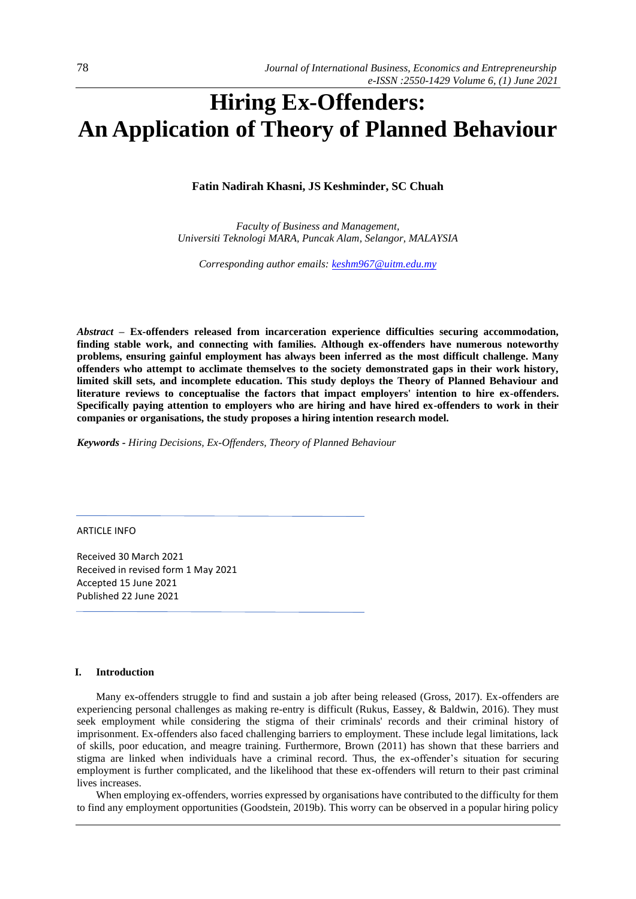# Hiring Ex-Offenders: An Application of Theory of Planned Behaviour

**Fatin Nadirah Khasni, JS Keshminder, SC Chuah**

*Faculty of Business and Management, Universiti Teknologi MARA, Puncak Alam, Selangor, MALAYSIA*

*Corresponding author emails: keshm967@uitm.edu.my*

***Abstract* – Ex-offenders released from incarceration experience difficulties securing accommodation, finding stable work, and connecting with families. Although ex-offenders have numerous noteworthy problems, ensuring gainful employment has always been inferred as the most difficult challenge. Many offenders who attempt to acclimate themselves to the society demonstrated gaps in their work history, limited skill sets, and incomplete education. This study deploys the Theory of Planned Behaviour and literature reviews to conceptualise the factors that impact employers' intention to hire ex-offenders. Specifically paying attention to employers who are hiring and have hired ex-offenders to work in their companies or organisations, the study proposes a hiring intention research model.**

***Keywords** - Hiring Decisions, Ex-Offenders, Theory of Planned Behaviour*

ARTICLE INFO

Received 30 March 2021
Received in revised form 1 May 2021
Accepted 15 June 2021
Published 22 June 2021

## I. Introduction

Many ex-offenders struggle to find and sustain a job after being released (Gross, 2017). Ex-offenders are experiencing personal challenges as making re-entry is difficult (Rukus, Eassey, & Baldwin, 2016). They must seek employment while considering the stigma of their criminals' records and their criminal history of imprisonment. Ex-offenders also faced challenging barriers to employment. These include legal limitations, lack of skills, poor education, and meagre training. Furthermore, Brown (2011) has shown that these barriers and stigma are linked when individuals have a criminal record. Thus, the ex-offender's situation for securing employment is further complicated, and the likelihood that these ex-offenders will return to their past criminal lives increases.

When employing ex-offenders, worries expressed by organisations have contributed to the difficulty for them to find any employment opportunities (Goodstein, 2019b). This worry can be observed in a popular hiring policy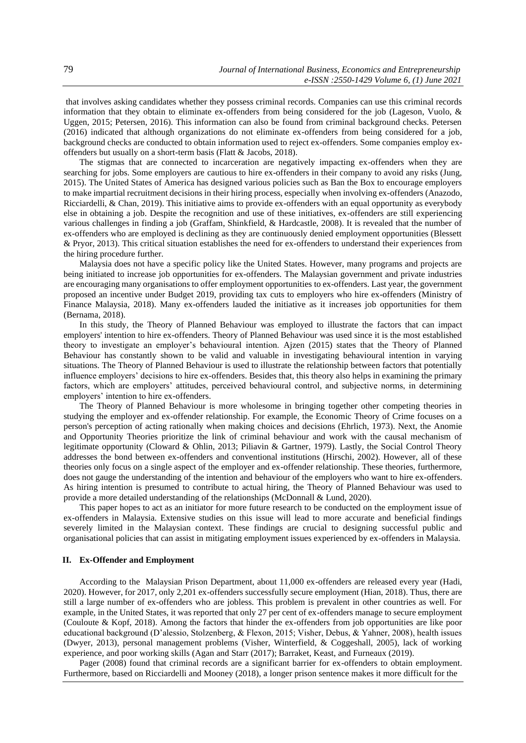that involves asking candidates whether they possess criminal records. Companies can use this criminal records information that they obtain to eliminate ex-offenders from being considered for the job (Lageson, Vuolo, & Uggen, 2015; Petersen, 2016). This information can also be found from criminal background checks. Petersen (2016) indicated that although organizations do not eliminate ex-offenders from being considered for a job, background checks are conducted to obtain information used to reject ex-offenders. Some companies employ ex-offenders but usually on a short-term basis (Flatt & Jacobs, 2018).

The stigmas that are connected to incarceration are negatively impacting ex-offenders when they are searching for jobs. Some employers are cautious to hire ex-offenders in their company to avoid any risks (Jung, 2015). The United States of America has designed various policies such as Ban the Box to encourage employers to make impartial recruitment decisions in their hiring process, especially when involving ex-offenders (Anazodo, Ricciardelli, & Chan, 2019). This initiative aims to provide ex-offenders with an equal opportunity as everybody else in obtaining a job. Despite the recognition and use of these initiatives, ex-offenders are still experiencing various challenges in finding a job (Graffam, Shinkfield, & Hardcastle, 2008). It is revealed that the number of ex-offenders who are employed is declining as they are continuously denied employment opportunities (Blessett & Pryor, 2013). This critical situation establishes the need for ex-offenders to understand their experiences from the hiring procedure further.

Malaysia does not have a specific policy like the United States. However, many programs and projects are being initiated to increase job opportunities for ex-offenders. The Malaysian government and private industries are encouraging many organisations to offer employment opportunities to ex-offenders. Last year, the government proposed an incentive under Budget 2019, providing tax cuts to employers who hire ex-offenders (Ministry of Finance Malaysia, 2018). Many ex-offenders lauded the initiative as it increases job opportunities for them (Bernama, 2018).

In this study, the Theory of Planned Behaviour was employed to illustrate the factors that can impact employers' intention to hire ex-offenders. Theory of Planned Behaviour was used since it is the most established theory to investigate an employer's behavioural intention. Ajzen (2015) states that the Theory of Planned Behaviour has constantly shown to be valid and valuable in investigating behavioural intention in varying situations. The Theory of Planned Behaviour is used to illustrate the relationship between factors that potentially influence employers' decisions to hire ex-offenders. Besides that, this theory also helps in examining the primary factors, which are employers' attitudes, perceived behavioural control, and subjective norms, in determining employers' intention to hire ex-offenders.

The Theory of Planned Behaviour is more wholesome in bringing together other competing theories in studying the employer and ex-offender relationship. For example, the Economic Theory of Crime focuses on a person's perception of acting rationally when making choices and decisions (Ehrlich, 1973). Next, the Anomie and Opportunity Theories prioritize the link of criminal behaviour and work with the causal mechanism of legitimate opportunity (Cloward & Ohlin, 2013; Piliavin & Gartner, 1979). Lastly, the Social Control Theory addresses the bond between ex-offenders and conventional institutions (Hirschi, 2002). However, all of these theories only focus on a single aspect of the employer and ex-offender relationship. These theories, furthermore, does not gauge the understanding of the intention and behaviour of the employers who want to hire ex-offenders. As hiring intention is presumed to contribute to actual hiring, the Theory of Planned Behaviour was used to provide a more detailed understanding of the relationships (McDonnall & Lund, 2020).

This paper hopes to act as an initiator for more future research to be conducted on the employment issue of ex-offenders in Malaysia. Extensive studies on this issue will lead to more accurate and beneficial findings severely limited in the Malaysian context. These findings are crucial to designing successful public and organisational policies that can assist in mitigating employment issues experienced by ex-offenders in Malaysia.

## II. Ex-Offender and Employment

According to the Malaysian Prison Department, about 11,000 ex-offenders are released every year (Hadi, 2020). However, for 2017, only 2,201 ex-offenders successfully secure employment (Hian, 2018). Thus, there are still a large number of ex-offenders who are jobless. This problem is prevalent in other countries as well. For example, in the United States, it was reported that only 27 per cent of ex-offenders manage to secure employment (Couloute & Kopf, 2018). Among the factors that hinder the ex-offenders from job opportunities are like poor educational background (D'alessio, Stolzenberg, & Flexon, 2015; Visher, Debus, & Yahner, 2008), health issues (Dwyer, 2013), personal management problems (Visher, Winterfield, & Coggeshall, 2005), lack of working experience, and poor working skills (Agan and Starr (2017); Barraket, Keast, and Furneaux (2019).

Pager (2008) found that criminal records are a significant barrier for ex-offenders to obtain employment. Furthermore, based on Ricciardelli and Mooney (2018), a longer prison sentence makes it more difficult for the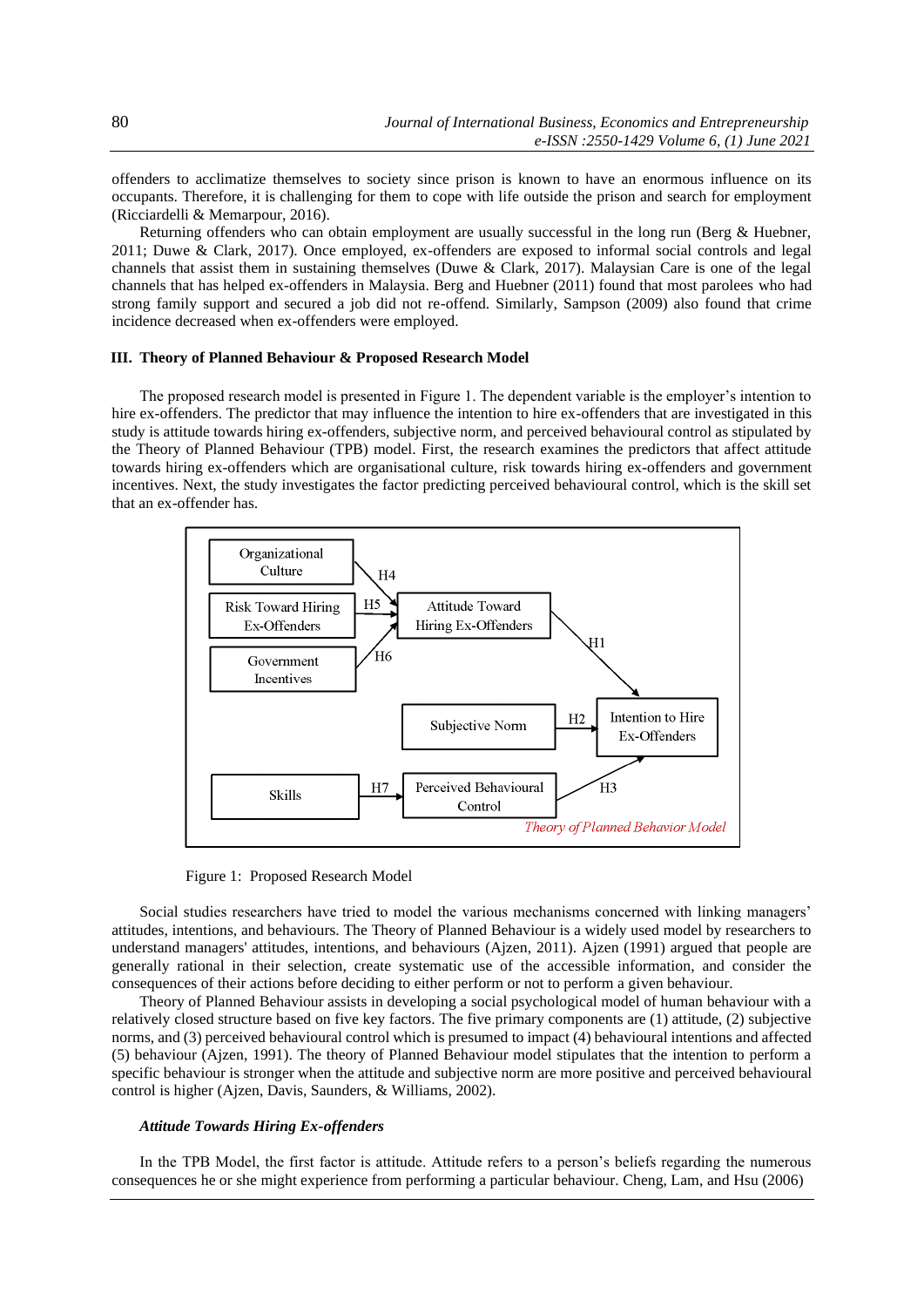offenders to acclimatize themselves to society since prison is known to have an enormous influence on its occupants. Therefore, it is challenging for them to cope with life outside the prison and search for employment (Ricciardelli & Memarpour, 2016).

Returning offenders who can obtain employment are usually successful in the long run (Berg & Huebner, 2011; Duwe & Clark, 2017). Once employed, ex-offenders are exposed to informal social controls and legal channels that assist them in sustaining themselves (Duwe & Clark, 2017). Malaysian Care is one of the legal channels that has helped ex-offenders in Malaysia. Berg and Huebner (2011) found that most parolees who had strong family support and secured a job did not re-offend. Similarly, Sampson (2009) also found that crime incidence decreased when ex-offenders were employed.

## III. Theory of Planned Behaviour & Proposed Research Model

The proposed research model is presented in Figure 1. The dependent variable is the employer's intention to hire ex-offenders. The predictor that may influence the intention to hire ex-offenders that are investigated in this study is attitude towards hiring ex-offenders, subjective norm, and perceived behavioural control as stipulated by the Theory of Planned Behaviour (TPB) model. First, the research examines the predictors that affect attitude towards hiring ex-offenders which are organisational culture, risk towards hiring ex-offenders and government incentives. Next, the study investigates the factor predicting perceived behavioural control, which is the skill set that an ex-offender has.

Organizational Culture → (H4) → Attitude Toward Hiring Ex-Offenders
Risk Toward Hiring Ex-Offenders → (H5) → Attitude Toward Hiring Ex-Offenders
Government Incentives → (H6) → Attitude Toward Hiring Ex-Offenders
Attitude Toward Hiring Ex-Offenders → (H1) → Intention to Hire Ex-Offenders
Subjective Norm → (H2) → Intention to Hire Ex-Offenders
Skills → (H7) → Perceived Behavioural Control
Perceived Behavioural Control → (H3) → Intention to Hire Ex-Offenders
*Theory of Planned Behavior Model*

Figure 1: Proposed Research Model

Social studies researchers have tried to model the various mechanisms concerned with linking managers' attitudes, intentions, and behaviours. The Theory of Planned Behaviour is a widely used model by researchers to understand managers' attitudes, intentions, and behaviours (Ajzen, 2011). Ajzen (1991) argued that people are generally rational in their selection, create systematic use of the accessible information, and consider the consequences of their actions before deciding to either perform or not to perform a given behaviour.

Theory of Planned Behaviour assists in developing a social psychological model of human behaviour with a relatively closed structure based on five key factors. The five primary components are (1) attitude, (2) subjective norms, and (3) perceived behavioural control which is presumed to impact (4) behavioural intentions and affected (5) behaviour (Ajzen, 1991). The theory of Planned Behaviour model stipulates that the intention to perform a specific behaviour is stronger when the attitude and subjective norm are more positive and perceived behavioural control is higher (Ajzen, Davis, Saunders, & Williams, 2002).

### *Attitude Towards Hiring Ex-offenders*

In the TPB Model, the first factor is attitude. Attitude refers to a person's beliefs regarding the numerous consequences he or she might experience from performing a particular behaviour. Cheng, Lam, and Hsu (2006)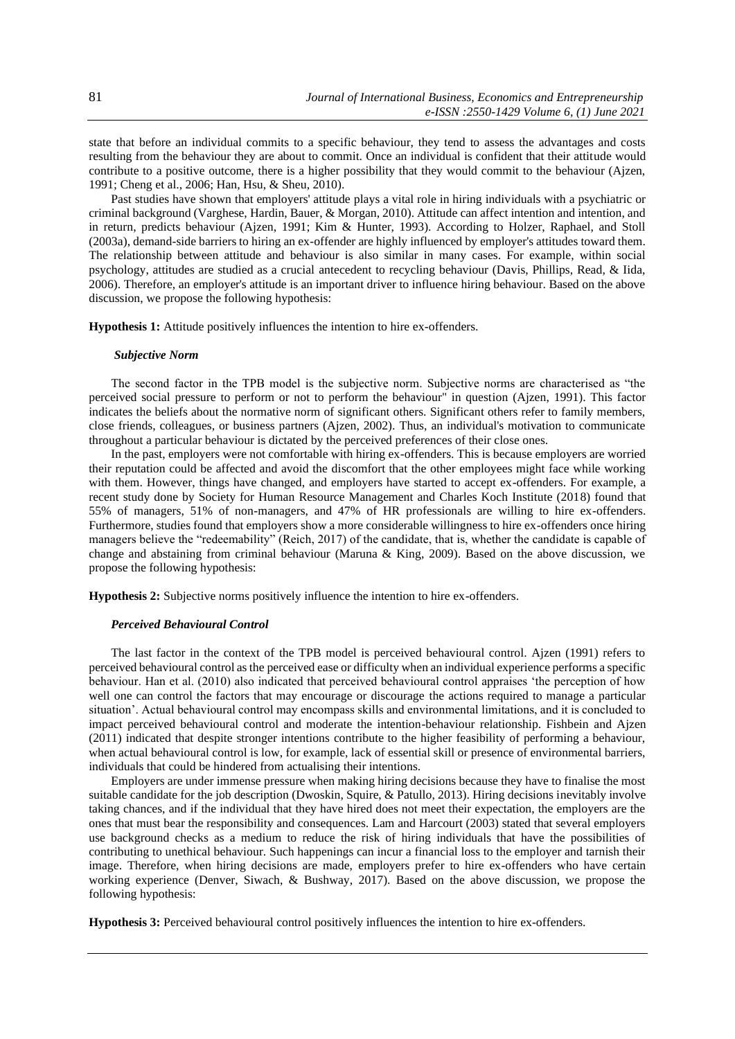state that before an individual commits to a specific behaviour, they tend to assess the advantages and costs resulting from the behaviour they are about to commit. Once an individual is confident that their attitude would contribute to a positive outcome, there is a higher possibility that they would commit to the behaviour (Ajzen, 1991; Cheng et al., 2006; Han, Hsu, & Sheu, 2010).

Past studies have shown that employers' attitude plays a vital role in hiring individuals with a psychiatric or criminal background (Varghese, Hardin, Bauer, & Morgan, 2010). Attitude can affect intention and intention, and in return, predicts behaviour (Ajzen, 1991; Kim & Hunter, 1993). According to Holzer, Raphael, and Stoll (2003a), demand-side barriers to hiring an ex-offender are highly influenced by employer's attitudes toward them. The relationship between attitude and behaviour is also similar in many cases. For example, within social psychology, attitudes are studied as a crucial antecedent to recycling behaviour (Davis, Phillips, Read, & Iida, 2006). Therefore, an employer's attitude is an important driver to influence hiring behaviour. Based on the above discussion, we propose the following hypothesis:

**Hypothesis 1:** Attitude positively influences the intention to hire ex-offenders.

### *Subjective Norm*

The second factor in the TPB model is the subjective norm. Subjective norms are characterised as "the perceived social pressure to perform or not to perform the behaviour" in question (Ajzen, 1991). This factor indicates the beliefs about the normative norm of significant others. Significant others refer to family members, close friends, colleagues, or business partners (Ajzen, 2002). Thus, an individual's motivation to communicate throughout a particular behaviour is dictated by the perceived preferences of their close ones.

In the past, employers were not comfortable with hiring ex-offenders. This is because employers are worried their reputation could be affected and avoid the discomfort that the other employees might face while working with them. However, things have changed, and employers have started to accept ex-offenders. For example, a recent study done by Society for Human Resource Management and Charles Koch Institute (2018) found that 55% of managers, 51% of non-managers, and 47% of HR professionals are willing to hire ex-offenders. Furthermore, studies found that employers show a more considerable willingness to hire ex-offenders once hiring managers believe the "redeemability" (Reich, 2017) of the candidate, that is, whether the candidate is capable of change and abstaining from criminal behaviour (Maruna & King, 2009). Based on the above discussion, we propose the following hypothesis:

**Hypothesis 2:** Subjective norms positively influence the intention to hire ex-offenders.

### *Perceived Behavioural Control*

The last factor in the context of the TPB model is perceived behavioural control. Ajzen (1991) refers to perceived behavioural control as the perceived ease or difficulty when an individual experience performs a specific behaviour. Han et al. (2010) also indicated that perceived behavioural control appraises 'the perception of how well one can control the factors that may encourage or discourage the actions required to manage a particular situation'. Actual behavioural control may encompass skills and environmental limitations, and it is concluded to impact perceived behavioural control and moderate the intention-behaviour relationship. Fishbein and Ajzen (2011) indicated that despite stronger intentions contribute to the higher feasibility of performing a behaviour, when actual behavioural control is low, for example, lack of essential skill or presence of environmental barriers, individuals that could be hindered from actualising their intentions.

Employers are under immense pressure when making hiring decisions because they have to finalise the most suitable candidate for the job description (Dwoskin, Squire, & Patullo, 2013). Hiring decisions inevitably involve taking chances, and if the individual that they have hired does not meet their expectation, the employers are the ones that must bear the responsibility and consequences. Lam and Harcourt (2003) stated that several employers use background checks as a medium to reduce the risk of hiring individuals that have the possibilities of contributing to unethical behaviour. Such happenings can incur a financial loss to the employer and tarnish their image. Therefore, when hiring decisions are made, employers prefer to hire ex-offenders who have certain working experience (Denver, Siwach, & Bushway, 2017). Based on the above discussion, we propose the following hypothesis:

**Hypothesis 3:** Perceived behavioural control positively influences the intention to hire ex-offenders.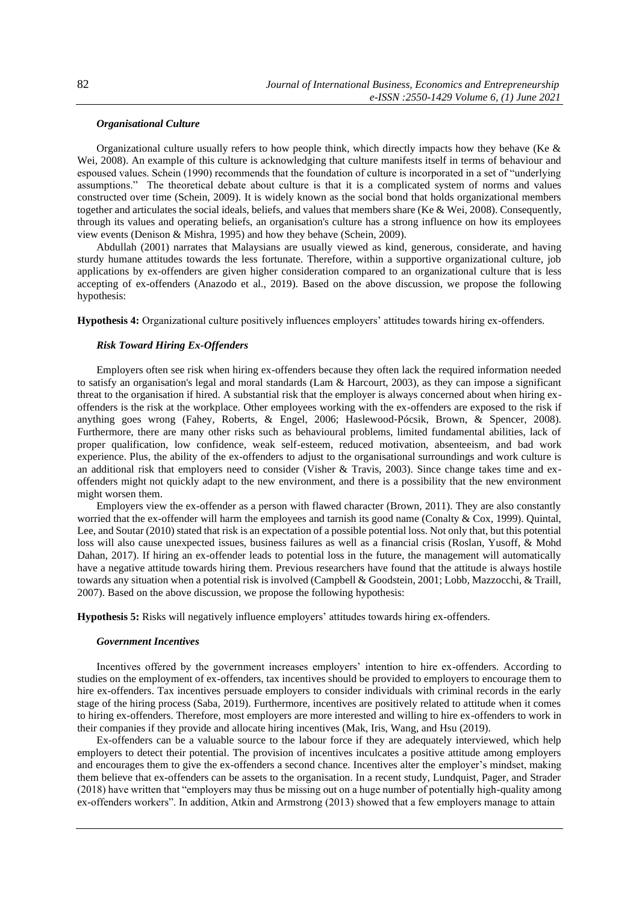### *Organisational Culture*

Organizational culture usually refers to how people think, which directly impacts how they behave (Ke & Wei, 2008). An example of this culture is acknowledging that culture manifests itself in terms of behaviour and espoused values. Schein (1990) recommends that the foundation of culture is incorporated in a set of "underlying assumptions." The theoretical debate about culture is that it is a complicated system of norms and values constructed over time (Schein, 2009). It is widely known as the social bond that holds organizational members together and articulates the social ideals, beliefs, and values that members share (Ke & Wei, 2008). Consequently, through its values and operating beliefs, an organisation's culture has a strong influence on how its employees view events (Denison & Mishra, 1995) and how they behave (Schein, 2009).

Abdullah (2001) narrates that Malaysians are usually viewed as kind, generous, considerate, and having sturdy humane attitudes towards the less fortunate. Therefore, within a supportive organizational culture, job applications by ex-offenders are given higher consideration compared to an organizational culture that is less accepting of ex-offenders (Anazodo et al., 2019). Based on the above discussion, we propose the following hypothesis:

**Hypothesis 4:** Organizational culture positively influences employers' attitudes towards hiring ex-offenders.

### *Risk Toward Hiring Ex-Offenders*

Employers often see risk when hiring ex-offenders because they often lack the required information needed to satisfy an organisation's legal and moral standards (Lam & Harcourt, 2003), as they can impose a significant threat to the organisation if hired. A substantial risk that the employer is always concerned about when hiring ex-offenders is the risk at the workplace. Other employees working with the ex-offenders are exposed to the risk if anything goes wrong (Fahey, Roberts, & Engel, 2006; Haslewood-Pócsik, Brown, & Spencer, 2008). Furthermore, there are many other risks such as behavioural problems, limited fundamental abilities, lack of proper qualification, low confidence, weak self-esteem, reduced motivation, absenteeism, and bad work experience. Plus, the ability of the ex-offenders to adjust to the organisational surroundings and work culture is an additional risk that employers need to consider (Visher & Travis, 2003). Since change takes time and ex-offenders might not quickly adapt to the new environment, and there is a possibility that the new environment might worsen them.

Employers view the ex-offender as a person with flawed character (Brown, 2011). They are also constantly worried that the ex-offender will harm the employees and tarnish its good name (Conalty & Cox, 1999). Quintal, Lee, and Soutar (2010) stated that risk is an expectation of a possible potential loss. Not only that, but this potential loss will also cause unexpected issues, business failures as well as a financial crisis (Roslan, Yusoff, & Mohd Dahan, 2017). If hiring an ex-offender leads to potential loss in the future, the management will automatically have a negative attitude towards hiring them. Previous researchers have found that the attitude is always hostile towards any situation when a potential risk is involved (Campbell & Goodstein, 2001; Lobb, Mazzocchi, & Traill, 2007). Based on the above discussion, we propose the following hypothesis:

**Hypothesis 5:** Risks will negatively influence employers' attitudes towards hiring ex-offenders.

### *Government Incentives*

Incentives offered by the government increases employers' intention to hire ex-offenders. According to studies on the employment of ex-offenders, tax incentives should be provided to employers to encourage them to hire ex-offenders. Tax incentives persuade employers to consider individuals with criminal records in the early stage of the hiring process (Saba, 2019). Furthermore, incentives are positively related to attitude when it comes to hiring ex-offenders. Therefore, most employers are more interested and willing to hire ex-offenders to work in their companies if they provide and allocate hiring incentives (Mak, Iris, Wang, and Hsu (2019).

Ex-offenders can be a valuable source to the labour force if they are adequately interviewed, which help employers to detect their potential. The provision of incentives inculcates a positive attitude among employers and encourages them to give the ex-offenders a second chance. Incentives alter the employer's mindset, making them believe that ex-offenders can be assets to the organisation. In a recent study, Lundquist, Pager, and Strader (2018) have written that "employers may thus be missing out on a huge number of potentially high-quality among ex-offenders workers". In addition, Atkin and Armstrong (2013) showed that a few employers manage to attain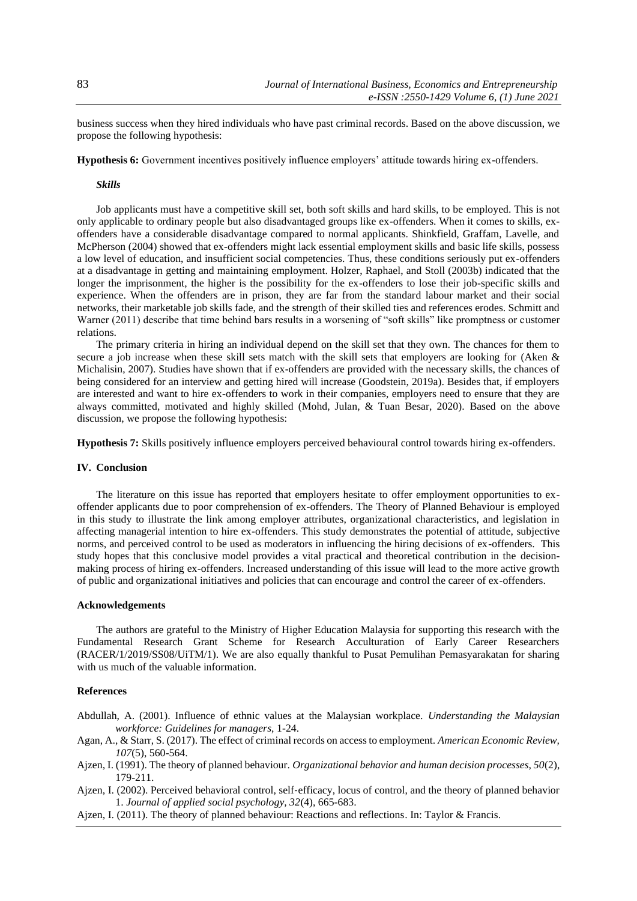business success when they hired individuals who have past criminal records. Based on the above discussion, we propose the following hypothesis:

**Hypothesis 6:** Government incentives positively influence employers' attitude towards hiring ex-offenders.

***Skills***

Job applicants must have a competitive skill set, both soft skills and hard skills, to be employed. This is not only applicable to ordinary people but also disadvantaged groups like ex-offenders. When it comes to skills, ex-offenders have a considerable disadvantage compared to normal applicants. Shinkfield, Graffam, Lavelle, and McPherson (2004) showed that ex-offenders might lack essential employment skills and basic life skills, possess a low level of education, and insufficient social competencies. Thus, these conditions seriously put ex-offenders at a disadvantage in getting and maintaining employment. Holzer, Raphael, and Stoll (2003b) indicated that the longer the imprisonment, the higher is the possibility for the ex-offenders to lose their job-specific skills and experience. When the offenders are in prison, they are far from the standard labour market and their social networks, their marketable job skills fade, and the strength of their skilled ties and references erodes. Schmitt and Warner (2011) describe that time behind bars results in a worsening of "soft skills" like promptness or customer relations.

The primary criteria in hiring an individual depend on the skill set that they own. The chances for them to secure a job increase when these skill sets match with the skill sets that employers are looking for (Aken & Michalisin, 2007). Studies have shown that if ex-offenders are provided with the necessary skills, the chances of being considered for an interview and getting hired will increase (Goodstein, 2019a). Besides that, if employers are interested and want to hire ex-offenders to work in their companies, employers need to ensure that they are always committed, motivated and highly skilled (Mohd, Julan, & Tuan Besar, 2020). Based on the above discussion, we propose the following hypothesis:

**Hypothesis 7:** Skills positively influence employers perceived behavioural control towards hiring ex-offenders.

## IV. Conclusion

The literature on this issue has reported that employers hesitate to offer employment opportunities to ex-offender applicants due to poor comprehension of ex-offenders. The Theory of Planned Behaviour is employed in this study to illustrate the link among employer attributes, organizational characteristics, and legislation in affecting managerial intention to hire ex-offenders. This study demonstrates the potential of attitude, subjective norms, and perceived control to be used as moderators in influencing the hiring decisions of ex-offenders. This study hopes that this conclusive model provides a vital practical and theoretical contribution in the decision-making process of hiring ex-offenders. Increased understanding of this issue will lead to the more active growth of public and organizational initiatives and policies that can encourage and control the career of ex-offenders.

### Acknowledgements

The authors are grateful to the Ministry of Higher Education Malaysia for supporting this research with the Fundamental Research Grant Scheme for Research Acculturation of Early Career Researchers (RACER/1/2019/SS08/UiTM/1). We are also equally thankful to Pusat Pemulihan Pemasyarakatan for sharing with us much of the valuable information.

### References

Abdullah, A. (2001). Influence of ethnic values at the Malaysian workplace. *Understanding the Malaysian workforce: Guidelines for managers*, 1-24.

Agan, A., & Starr, S. (2017). The effect of criminal records on access to employment. *American Economic Review, 107*(5), 560-564.

Ajzen, I. (1991). The theory of planned behaviour. *Organizational behavior and human decision processes, 50*(2), 179-211.

Ajzen, I. (2002). Perceived behavioral control, self-efficacy, locus of control, and the theory of planned behavior 1. *Journal of applied social psychology, 32*(4), 665-683.

Ajzen, I. (2011). The theory of planned behaviour: Reactions and reflections. In: Taylor & Francis.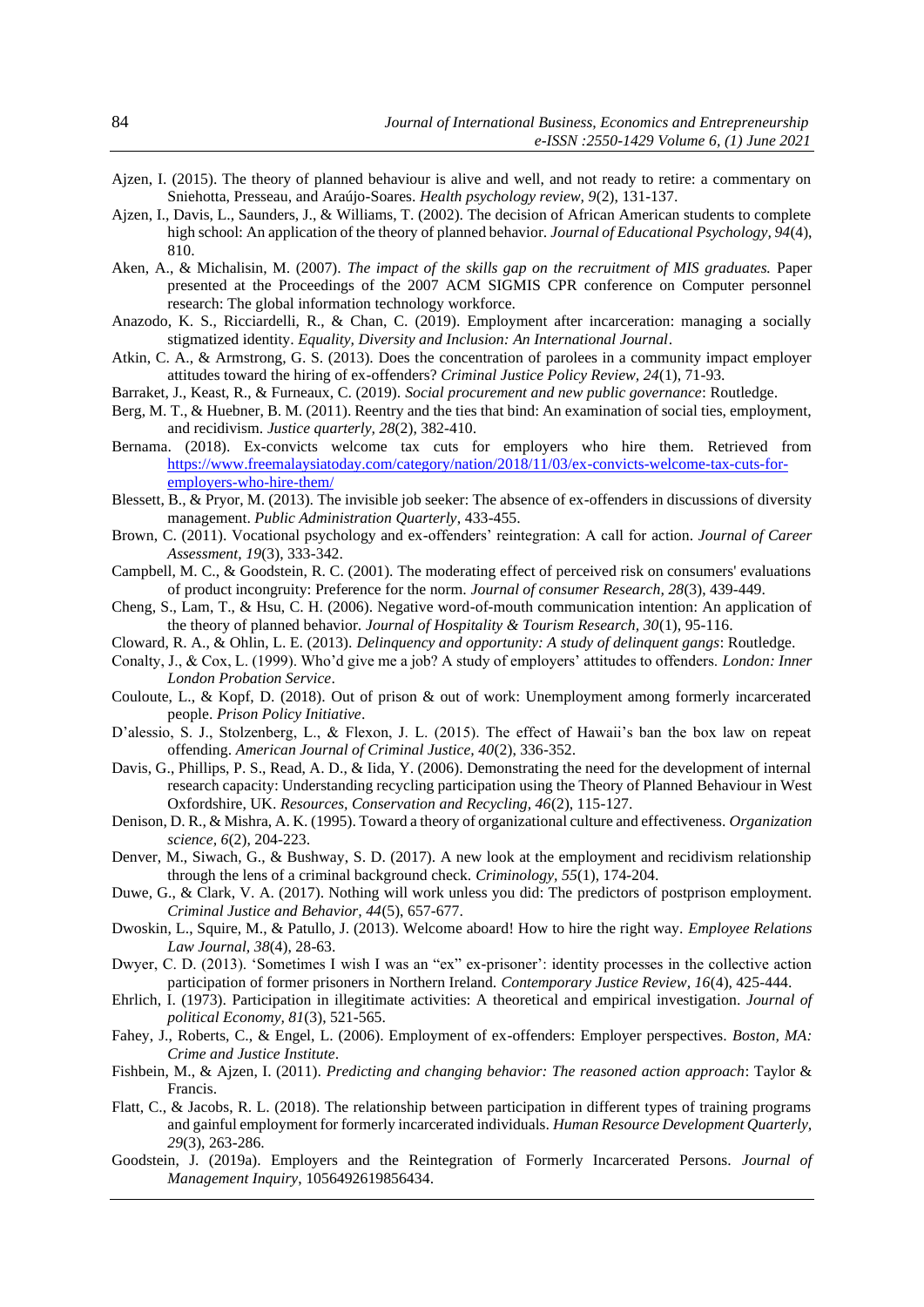Ajzen, I. (2015). The theory of planned behaviour is alive and well, and not ready to retire: a commentary on Sniehotta, Presseau, and Araújo-Soares. *Health psychology review, 9*(2), 131-137.

Ajzen, I., Davis, L., Saunders, J., & Williams, T. (2002). The decision of African American students to complete high school: An application of the theory of planned behavior. *Journal of Educational Psychology, 94*(4), 810.

Aken, A., & Michalisin, M. (2007). *The impact of the skills gap on the recruitment of MIS graduates.* Paper presented at the Proceedings of the 2007 ACM SIGMIS CPR conference on Computer personnel research: The global information technology workforce.

Anazodo, K. S., Ricciardelli, R., & Chan, C. (2019). Employment after incarceration: managing a socially stigmatized identity. *Equality, Diversity and Inclusion: An International Journal*.

Atkin, C. A., & Armstrong, G. S. (2013). Does the concentration of parolees in a community impact employer attitudes toward the hiring of ex-offenders? *Criminal Justice Policy Review, 24*(1), 71-93.

Barraket, J., Keast, R., & Furneaux, C. (2019). *Social procurement and new public governance*: Routledge.

Berg, M. T., & Huebner, B. M. (2011). Reentry and the ties that bind: An examination of social ties, employment, and recidivism. *Justice quarterly, 28*(2), 382-410.

Bernama. (2018). Ex-convicts welcome tax cuts for employers who hire them. Retrieved from https://www.freemalaysiatoday.com/category/nation/2018/11/03/ex-convicts-welcome-tax-cuts-for-employers-who-hire-them/

Blessett, B., & Pryor, M. (2013). The invisible job seeker: The absence of ex-offenders in discussions of diversity management. *Public Administration Quarterly*, 433-455.

Brown, C. (2011). Vocational psychology and ex-offenders' reintegration: A call for action. *Journal of Career Assessment, 19*(3), 333-342.

Campbell, M. C., & Goodstein, R. C. (2001). The moderating effect of perceived risk on consumers' evaluations of product incongruity: Preference for the norm. *Journal of consumer Research, 28*(3), 439-449.

Cheng, S., Lam, T., & Hsu, C. H. (2006). Negative word-of-mouth communication intention: An application of the theory of planned behavior. *Journal of Hospitality & Tourism Research, 30*(1), 95-116.

Cloward, R. A., & Ohlin, L. E. (2013). *Delinquency and opportunity: A study of delinquent gangs*: Routledge.

Conalty, J., & Cox, L. (1999). Who'd give me a job? A study of employers' attitudes to offenders. *London: Inner London Probation Service*.

Couloute, L., & Kopf, D. (2018). Out of prison & out of work: Unemployment among formerly incarcerated people. *Prison Policy Initiative*.

D'alessio, S. J., Stolzenberg, L., & Flexon, J. L. (2015). The effect of Hawaii's ban the box law on repeat offending. *American Journal of Criminal Justice, 40*(2), 336-352.

Davis, G., Phillips, P. S., Read, A. D., & Iida, Y. (2006). Demonstrating the need for the development of internal research capacity: Understanding recycling participation using the Theory of Planned Behaviour in West Oxfordshire, UK. *Resources, Conservation and Recycling, 46*(2), 115-127.

Denison, D. R., & Mishra, A. K. (1995). Toward a theory of organizational culture and effectiveness. *Organization science, 6*(2), 204-223.

Denver, M., Siwach, G., & Bushway, S. D. (2017). A new look at the employment and recidivism relationship through the lens of a criminal background check. *Criminology, 55*(1), 174-204.

Duwe, G., & Clark, V. A. (2017). Nothing will work unless you did: The predictors of postprison employment. *Criminal Justice and Behavior, 44*(5), 657-677.

Dwoskin, L., Squire, M., & Patullo, J. (2013). Welcome aboard! How to hire the right way. *Employee Relations Law Journal, 38*(4), 28-63.

Dwyer, C. D. (2013). 'Sometimes I wish I was an "ex" ex-prisoner': identity processes in the collective action participation of former prisoners in Northern Ireland. *Contemporary Justice Review, 16*(4), 425-444.

Ehrlich, I. (1973). Participation in illegitimate activities: A theoretical and empirical investigation. *Journal of political Economy, 81*(3), 521-565.

Fahey, J., Roberts, C., & Engel, L. (2006). Employment of ex-offenders: Employer perspectives. *Boston, MA: Crime and Justice Institute*.

Fishbein, M., & Ajzen, I. (2011). *Predicting and changing behavior: The reasoned action approach*: Taylor & Francis.

Flatt, C., & Jacobs, R. L. (2018). The relationship between participation in different types of training programs and gainful employment for formerly incarcerated individuals. *Human Resource Development Quarterly, 29*(3), 263-286.

Goodstein, J. (2019a). Employers and the Reintegration of Formerly Incarcerated Persons. *Journal of Management Inquiry*, 1056492619856434.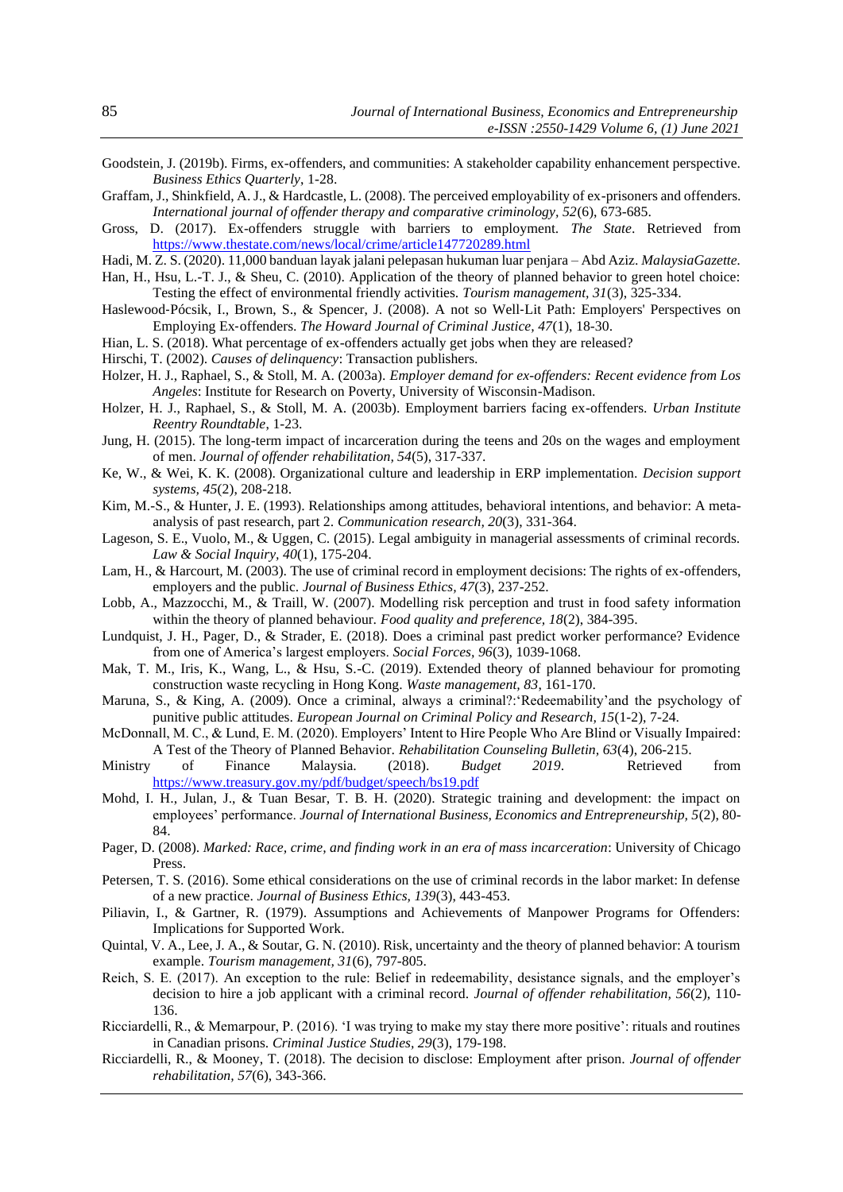Goodstein, J. (2019b). Firms, ex-offenders, and communities: A stakeholder capability enhancement perspective. *Business Ethics Quarterly*, 1-28.

Graffam, J., Shinkfield, A. J., & Hardcastle, L. (2008). The perceived employability of ex-prisoners and offenders. *International journal of offender therapy and comparative criminology*, *52*(6), 673-685.

Gross, D. (2017). Ex-offenders struggle with barriers to employment. *The State*. Retrieved from https://www.thestate.com/news/local/crime/article147720289.html

Hadi, M. Z. S. (2020). 11,000 banduan layak jalani pelepasan hukuman luar penjara – Abd Aziz. *MalaysiaGazette.*

Han, H., Hsu, L.-T. J., & Sheu, C. (2010). Application of the theory of planned behavior to green hotel choice: Testing the effect of environmental friendly activities. *Tourism management, 31*(3), 325-334.

Haslewood‐Pócsik, I., Brown, S., & Spencer, J. (2008). A not so Well‐Lit Path: Employers' Perspectives on Employing Ex‐offenders. *The Howard Journal of Criminal Justice, 47*(1), 18-30.

Hian, L. S. (2018). What percentage of ex-offenders actually get jobs when they are released?

Hirschi, T. (2002). *Causes of delinquency*: Transaction publishers.

Holzer, H. J., Raphael, S., & Stoll, M. A. (2003a). *Employer demand for ex-offenders: Recent evidence from Los Angeles*: Institute for Research on Poverty, University of Wisconsin-Madison.

Holzer, H. J., Raphael, S., & Stoll, M. A. (2003b). Employment barriers facing ex-offenders. *Urban Institute Reentry Roundtable*, 1-23.

Jung, H. (2015). The long-term impact of incarceration during the teens and 20s on the wages and employment of men. *Journal of offender rehabilitation, 54*(5), 317-337.

Ke, W., & Wei, K. K. (2008). Organizational culture and leadership in ERP implementation. *Decision support systems, 45*(2), 208-218.

Kim, M.-S., & Hunter, J. E. (1993). Relationships among attitudes, behavioral intentions, and behavior: A meta-analysis of past research, part 2. *Communication research, 20*(3), 331-364.

Lageson, S. E., Vuolo, M., & Uggen, C. (2015). Legal ambiguity in managerial assessments of criminal records. *Law & Social Inquiry, 40*(1), 175-204.

Lam, H., & Harcourt, M. (2003). The use of criminal record in employment decisions: The rights of ex-offenders, employers and the public. *Journal of Business Ethics, 47*(3), 237-252.

Lobb, A., Mazzocchi, M., & Traill, W. (2007). Modelling risk perception and trust in food safety information within the theory of planned behaviour. *Food quality and preference, 18*(2), 384-395.

Lundquist, J. H., Pager, D., & Strader, E. (2018). Does a criminal past predict worker performance? Evidence from one of America's largest employers. *Social Forces, 96*(3), 1039-1068.

Mak, T. M., Iris, K., Wang, L., & Hsu, S.-C. (2019). Extended theory of planned behaviour for promoting construction waste recycling in Hong Kong. *Waste management, 83*, 161-170.

Maruna, S., & King, A. (2009). Once a criminal, always a criminal?:'Redeemability'and the psychology of punitive public attitudes. *European Journal on Criminal Policy and Research, 15*(1-2), 7-24.

McDonnall, M. C., & Lund, E. M. (2020). Employers' Intent to Hire People Who Are Blind or Visually Impaired: A Test of the Theory of Planned Behavior. *Rehabilitation Counseling Bulletin, 63*(4), 206-215.

Ministry of Finance Malaysia. (2018). *Budget 2019*. Retrieved from https://www.treasury.gov.my/pdf/budget/speech/bs19.pdf

Mohd, I. H., Julan, J., & Tuan Besar, T. B. H. (2020). Strategic training and development: the impact on employees' performance. *Journal of International Business, Economics and Entrepreneurship, 5*(2), 80-84.

Pager, D. (2008). *Marked: Race, crime, and finding work in an era of mass incarceration*: University of Chicago Press.

Petersen, T. S. (2016). Some ethical considerations on the use of criminal records in the labor market: In defense of a new practice. *Journal of Business Ethics, 139*(3), 443-453.

Piliavin, I., & Gartner, R. (1979). Assumptions and Achievements of Manpower Programs for Offenders: Implications for Supported Work.

Quintal, V. A., Lee, J. A., & Soutar, G. N. (2010). Risk, uncertainty and the theory of planned behavior: A tourism example. *Tourism management, 31*(6), 797-805.

Reich, S. E. (2017). An exception to the rule: Belief in redeemability, desistance signals, and the employer's decision to hire a job applicant with a criminal record. *Journal of offender rehabilitation, 56*(2), 110-136.

Ricciardelli, R., & Memarpour, P. (2016). 'I was trying to make my stay there more positive': rituals and routines in Canadian prisons. *Criminal Justice Studies, 29*(3), 179-198.

Ricciardelli, R., & Mooney, T. (2018). The decision to disclose: Employment after prison. *Journal of offender rehabilitation, 57*(6), 343-366.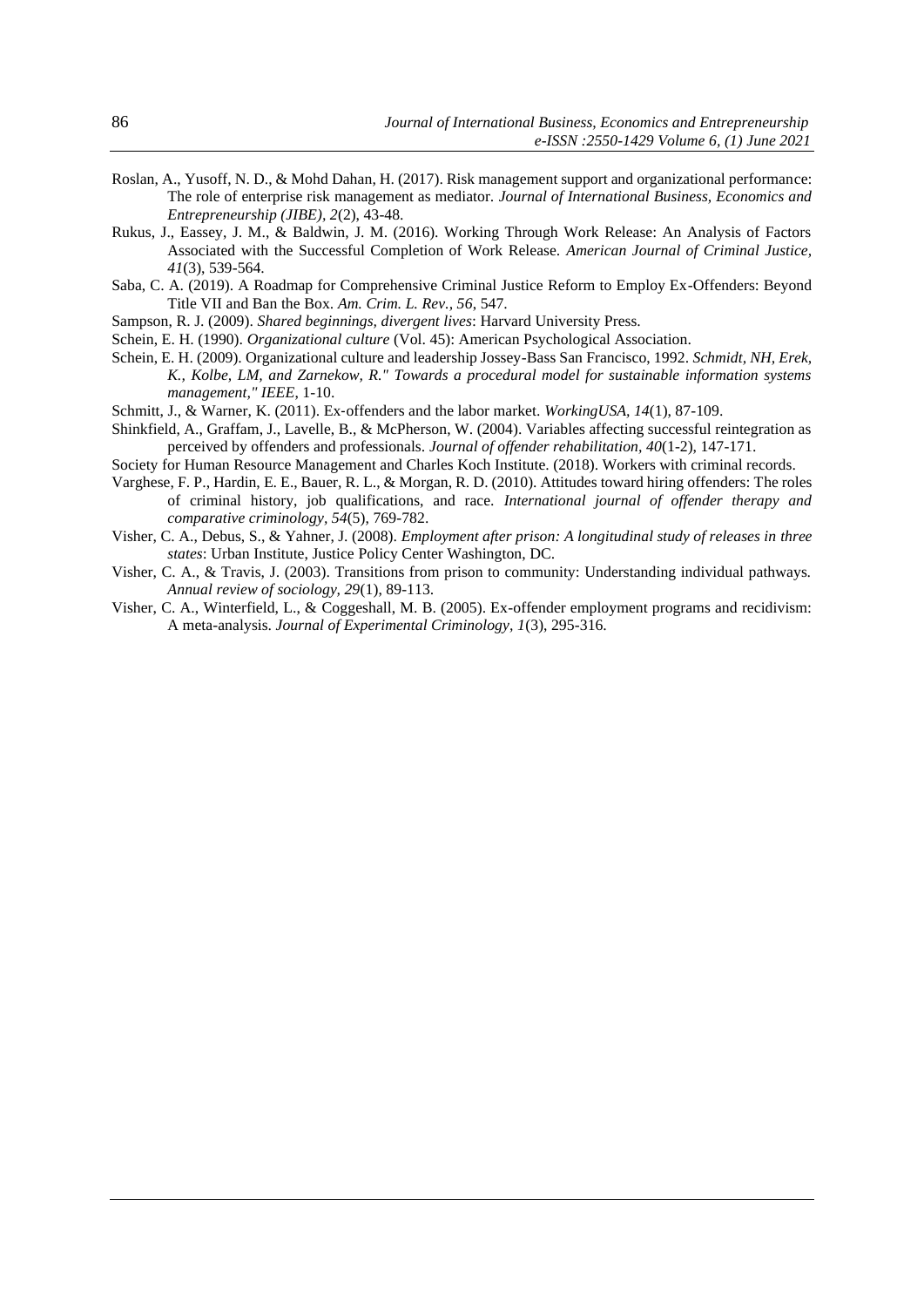Roslan, A., Yusoff, N. D., & Mohd Dahan, H. (2017). Risk management support and organizational performance: The role of enterprise risk management as mediator. *Journal of International Business, Economics and Entrepreneurship (JIBE), 2*(2), 43-48.

Rukus, J., Eassey, J. M., & Baldwin, J. M. (2016). Working Through Work Release: An Analysis of Factors Associated with the Successful Completion of Work Release. *American Journal of Criminal Justice, 41*(3), 539-564.

Saba, C. A. (2019). A Roadmap for Comprehensive Criminal Justice Reform to Employ Ex-Offenders: Beyond Title VII and Ban the Box. *Am. Crim. L. Rev., 56*, 547.

Sampson, R. J. (2009). *Shared beginnings, divergent lives*: Harvard University Press.

Schein, E. H. (1990). *Organizational culture* (Vol. 45): American Psychological Association.

Schein, E. H. (2009). Organizational culture and leadership Jossey-Bass San Francisco, 1992. *Schmidt, NH, Erek, K., Kolbe, LM, and Zarnekow, R." Towards a procedural model for sustainable information systems management," IEEE*, 1-10.

Schmitt, J., & Warner, K. (2011). Ex‐offenders and the labor market. *WorkingUSA, 14*(1), 87-109.

Shinkfield, A., Graffam, J., Lavelle, B., & McPherson, W. (2004). Variables affecting successful reintegration as perceived by offenders and professionals. *Journal of offender rehabilitation, 40*(1-2), 147-171.

Society for Human Resource Management and Charles Koch Institute. (2018). Workers with criminal records.

Varghese, F. P., Hardin, E. E., Bauer, R. L., & Morgan, R. D. (2010). Attitudes toward hiring offenders: The roles of criminal history, job qualifications, and race. *International journal of offender therapy and comparative criminology, 54*(5), 769-782.

Visher, C. A., Debus, S., & Yahner, J. (2008). *Employment after prison: A longitudinal study of releases in three states*: Urban Institute, Justice Policy Center Washington, DC.

Visher, C. A., & Travis, J. (2003). Transitions from prison to community: Understanding individual pathways. *Annual review of sociology, 29*(1), 89-113.

Visher, C. A., Winterfield, L., & Coggeshall, M. B. (2005). Ex-offender employment programs and recidivism: A meta-analysis. *Journal of Experimental Criminology, 1*(3), 295-316.